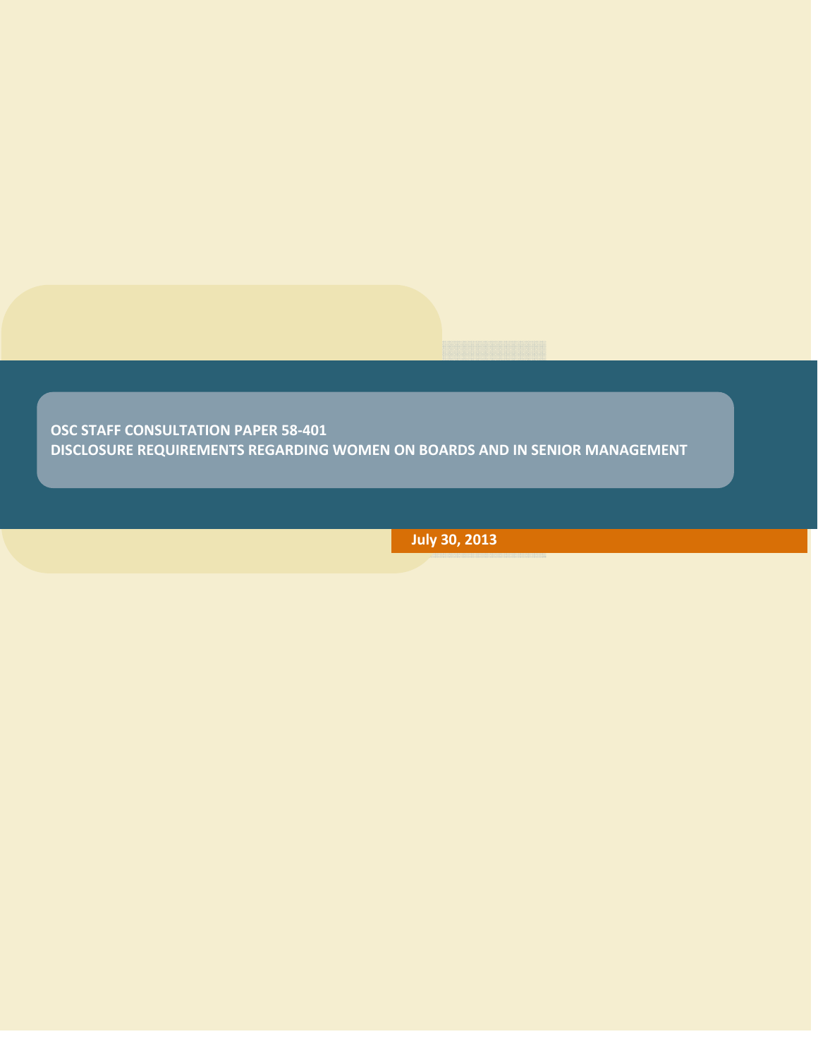# OSC STAFF CONSULTATION PAPER 58-401
# DISCLOSURE REQUIREMENTS REGARDING WOMEN ON BOARDS AND IN SENIOR MANAGEMENT

**July 30, 2013**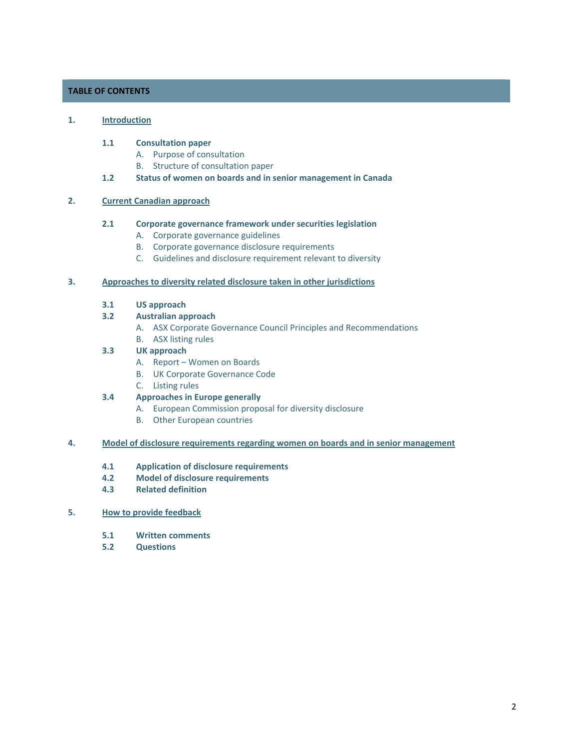## TABLE OF CONTENTS

1. **Introduction**

   **1.1 Consultation paper**
   - A. Purpose of consultation
   - B. Structure of consultation paper

   **1.2 Status of women on boards and in senior management in Canada**

2. **Current Canadian approach**

   **2.1 Corporate governance framework under securities legislation**
   - A. Corporate governance guidelines
   - B. Corporate governance disclosure requirements
   - C. Guidelines and disclosure requirement relevant to diversity

3. **Approaches to diversity related disclosure taken in other jurisdictions**

   **3.1 US approach**

   **3.2 Australian approach**
   - A. ASX Corporate Governance Council Principles and Recommendations
   - B. ASX listing rules

   **3.3 UK approach**
   - A. Report – Women on Boards
   - B. UK Corporate Governance Code
   - C. Listing rules

   **3.4 Approaches in Europe generally**
   - A. European Commission proposal for diversity disclosure
   - B. Other European countries

4. **Model of disclosure requirements regarding women on boards and in senior management**

   **4.1 Application of disclosure requirements**

   **4.2 Model of disclosure requirements**

   **4.3 Related definition**

5. **How to provide feedback**

   **5.1 Written comments**

   **5.2 Questions**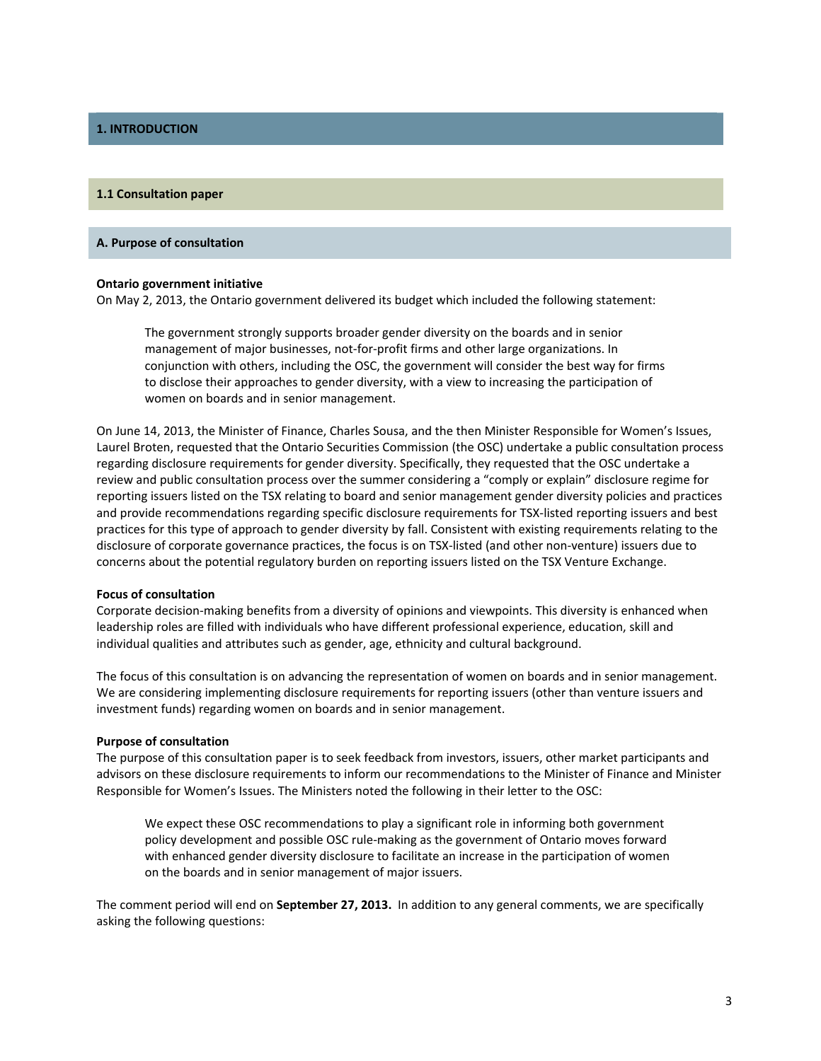# 1. INTRODUCTION

## 1.1 Consultation paper

### A. Purpose of consultation

**Ontario government initiative**
On May 2, 2013, the Ontario government delivered its budget which included the following statement:

> The government strongly supports broader gender diversity on the boards and in senior management of major businesses, not-for-profit firms and other large organizations. In conjunction with others, including the OSC, the government will consider the best way for firms to disclose their approaches to gender diversity, with a view to increasing the participation of women on boards and in senior management.

On June 14, 2013, the Minister of Finance, Charles Sousa, and the then Minister Responsible for Women's Issues, Laurel Broten, requested that the Ontario Securities Commission (the OSC) undertake a public consultation process regarding disclosure requirements for gender diversity. Specifically, they requested that the OSC undertake a review and public consultation process over the summer considering a "comply or explain" disclosure regime for reporting issuers listed on the TSX relating to board and senior management gender diversity policies and practices and provide recommendations regarding specific disclosure requirements for TSX-listed reporting issuers and best practices for this type of approach to gender diversity by fall. Consistent with existing requirements relating to the disclosure of corporate governance practices, the focus is on TSX-listed (and other non-venture) issuers due to concerns about the potential regulatory burden on reporting issuers listed on the TSX Venture Exchange.

**Focus of consultation**
Corporate decision-making benefits from a diversity of opinions and viewpoints. This diversity is enhanced when leadership roles are filled with individuals who have different professional experience, education, skill and individual qualities and attributes such as gender, age, ethnicity and cultural background.

The focus of this consultation is on advancing the representation of women on boards and in senior management. We are considering implementing disclosure requirements for reporting issuers (other than venture issuers and investment funds) regarding women on boards and in senior management.

**Purpose of consultation**
The purpose of this consultation paper is to seek feedback from investors, issuers, other market participants and advisors on these disclosure requirements to inform our recommendations to the Minister of Finance and Minister Responsible for Women's Issues. The Ministers noted the following in their letter to the OSC:

> We expect these OSC recommendations to play a significant role in informing both government policy development and possible OSC rule-making as the government of Ontario moves forward with enhanced gender diversity disclosure to facilitate an increase in the participation of women on the boards and in senior management of major issuers.

The comment period will end on **September 27, 2013.** In addition to any general comments, we are specifically asking the following questions: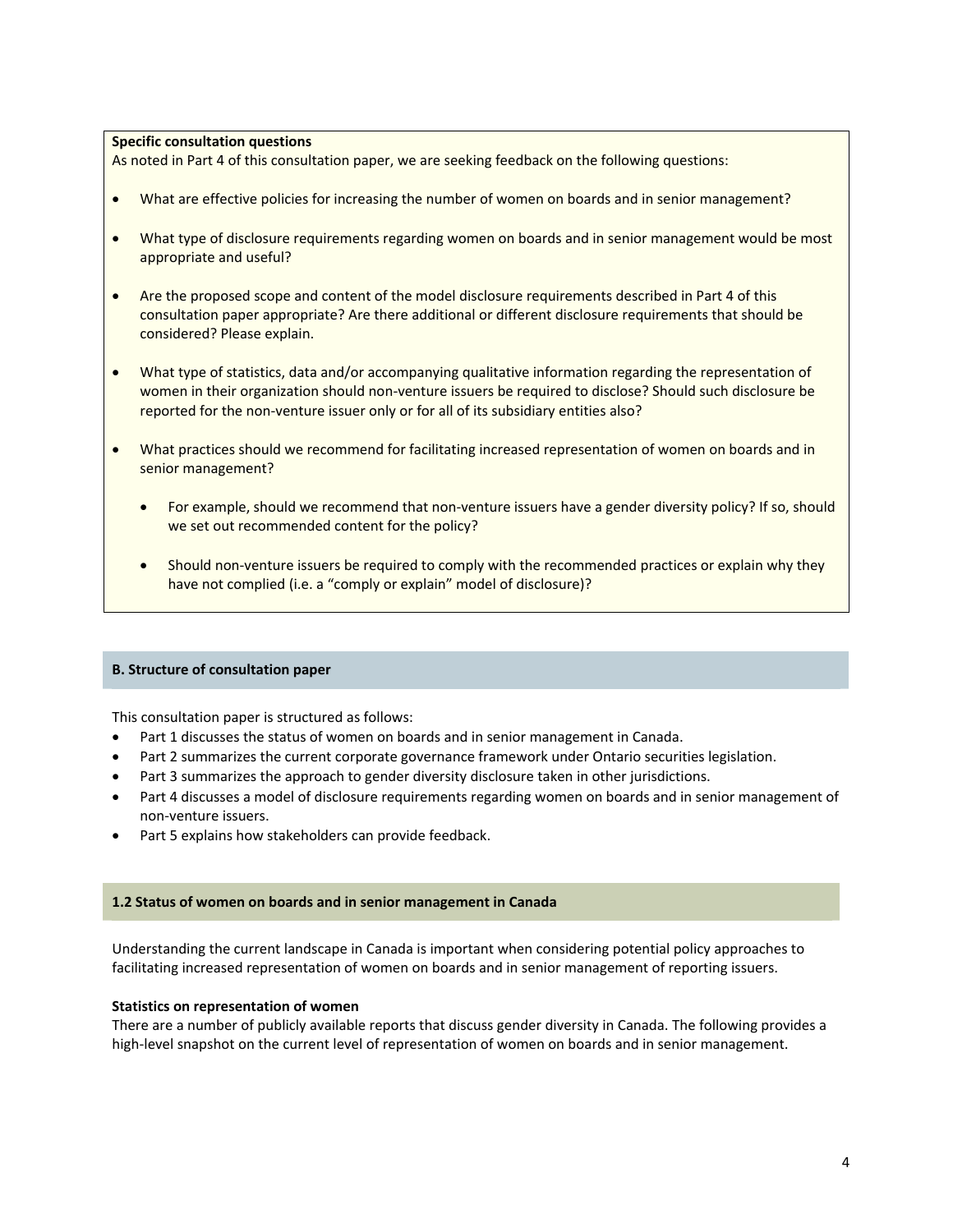**Specific consultation questions**

As noted in Part 4 of this consultation paper, we are seeking feedback on the following questions:

- What are effective policies for increasing the number of women on boards and in senior management?
- What type of disclosure requirements regarding women on boards and in senior management would be most appropriate and useful?
- Are the proposed scope and content of the model disclosure requirements described in Part 4 of this consultation paper appropriate? Are there additional or different disclosure requirements that should be considered? Please explain.
- What type of statistics, data and/or accompanying qualitative information regarding the representation of women in their organization should non-venture issuers be required to disclose? Should such disclosure be reported for the non-venture issuer only or for all of its subsidiary entities also?
- What practices should we recommend for facilitating increased representation of women on boards and in senior management?
  - For example, should we recommend that non-venture issuers have a gender diversity policy? If so, should we set out recommended content for the policy?
  - Should non-venture issuers be required to comply with the recommended practices or explain why they have not complied (i.e. a "comply or explain" model of disclosure)?

## B. Structure of consultation paper

This consultation paper is structured as follows:

- Part 1 discusses the status of women on boards and in senior management in Canada.
- Part 2 summarizes the current corporate governance framework under Ontario securities legislation.
- Part 3 summarizes the approach to gender diversity disclosure taken in other jurisdictions.
- Part 4 discusses a model of disclosure requirements regarding women on boards and in senior management of non-venture issuers.
- Part 5 explains how stakeholders can provide feedback.

## 1.2 Status of women on boards and in senior management in Canada

Understanding the current landscape in Canada is important when considering potential policy approaches to facilitating increased representation of women on boards and in senior management of reporting issuers.

**Statistics on representation of women**

There are a number of publicly available reports that discuss gender diversity in Canada. The following provides a high-level snapshot on the current level of representation of women on boards and in senior management.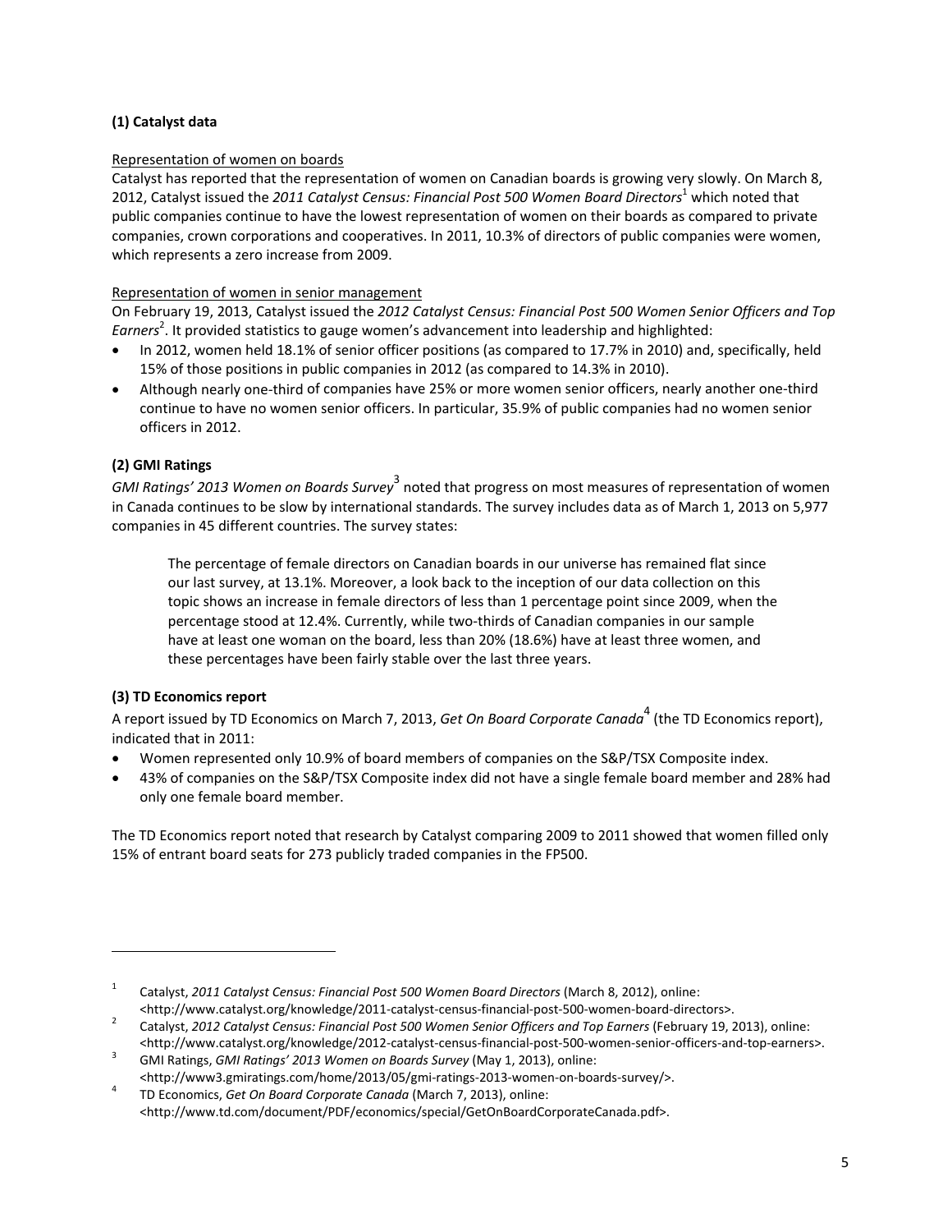**(1) Catalyst data**

Representation of women on boards

Catalyst has reported that the representation of women on Canadian boards is growing very slowly. On March 8, 2012, Catalyst issued the *2011 Catalyst Census: Financial Post 500 Women Board Directors*[1] which noted that public companies continue to have the lowest representation of women on their boards as compared to private companies, crown corporations and cooperatives. In 2011, 10.3% of directors of public companies were women, which represents a zero increase from 2009.

Representation of women in senior management

On February 19, 2013, Catalyst issued the *2012 Catalyst Census: Financial Post 500 Women Senior Officers and Top Earners*[2]. It provided statistics to gauge women's advancement into leadership and highlighted:

- In 2012, women held 18.1% of senior officer positions (as compared to 17.7% in 2010) and, specifically, held 15% of those positions in public companies in 2012 (as compared to 14.3% in 2010).
- Although nearly one-third of companies have 25% or more women senior officers, nearly another one-third continue to have no women senior officers. In particular, 35.9% of public companies had no women senior officers in 2012.

**(2) GMI Ratings**

*GMI Ratings' 2013 Women on Boards Survey*[3] noted that progress on most measures of representation of women in Canada continues to be slow by international standards. The survey includes data as of March 1, 2013 on 5,977 companies in 45 different countries. The survey states:

> The percentage of female directors on Canadian boards in our universe has remained flat since our last survey, at 13.1%. Moreover, a look back to the inception of our data collection on this topic shows an increase in female directors of less than 1 percentage point since 2009, when the percentage stood at 12.4%. Currently, while two-thirds of Canadian companies in our sample have at least one woman on the board, less than 20% (18.6%) have at least three women, and these percentages have been fairly stable over the last three years.

**(3) TD Economics report**

A report issued by TD Economics on March 7, 2013, *Get On Board Corporate Canada*[4] (the TD Economics report), indicated that in 2011:

- Women represented only 10.9% of board members of companies on the S&P/TSX Composite index.
- 43% of companies on the S&P/TSX Composite index did not have a single female board member and 28% had only one female board member.

The TD Economics report noted that research by Catalyst comparing 2009 to 2011 showed that women filled only 15% of entrant board seats for 273 publicly traded companies in the FP500.

---

[1] Catalyst, *2011 Catalyst Census: Financial Post 500 Women Board Directors* (March 8, 2012), online: <http://www.catalyst.org/knowledge/2011-catalyst-census-financial-post-500-women-board-directors>.

[2] Catalyst, *2012 Catalyst Census: Financial Post 500 Women Senior Officers and Top Earners* (February 19, 2013), online: <http://www.catalyst.org/knowledge/2012-catalyst-census-financial-post-500-women-senior-officers-and-top-earners>.

[3] GMI Ratings, *GMI Ratings' 2013 Women on Boards Survey* (May 1, 2013), online: <http://www3.gmiratings.com/home/2013/05/gmi-ratings-2013-women-on-boards-survey/>.

[4] TD Economics, *Get On Board Corporate Canada* (March 7, 2013), online: <http://www.td.com/document/PDF/economics/special/GetOnBoardCorporateCanada.pdf>.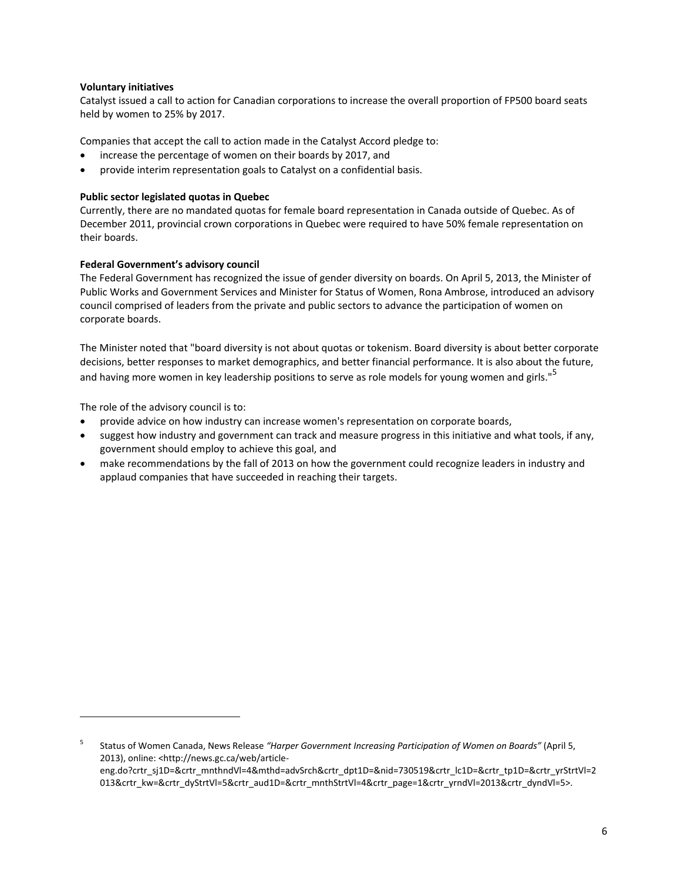**Voluntary initiatives**

Catalyst issued a call to action for Canadian corporations to increase the overall proportion of FP500 board seats held by women to 25% by 2017.

Companies that accept the call to action made in the Catalyst Accord pledge to:

- increase the percentage of women on their boards by 2017, and
- provide interim representation goals to Catalyst on a confidential basis.

**Public sector legislated quotas in Quebec**

Currently, there are no mandated quotas for female board representation in Canada outside of Quebec. As of December 2011, provincial crown corporations in Quebec were required to have 50% female representation on their boards.

**Federal Government's advisory council**

The Federal Government has recognized the issue of gender diversity on boards. On April 5, 2013, the Minister of Public Works and Government Services and Minister for Status of Women, Rona Ambrose, introduced an advisory council comprised of leaders from the private and public sectors to advance the participation of women on corporate boards.

The Minister noted that "board diversity is not about quotas or tokenism. Board diversity is about better corporate decisions, better responses to market demographics, and better financial performance. It is also about the future, and having more women in key leadership positions to serve as role models for young women and girls."[5]

The role of the advisory council is to:

- provide advice on how industry can increase women's representation on corporate boards,
- suggest how industry and government can track and measure progress in this initiative and what tools, if any, government should employ to achieve this goal, and
- make recommendations by the fall of 2013 on how the government could recognize leaders in industry and applaud companies that have succeeded in reaching their targets.

---

[5] Status of Women Canada, News Release *"Harper Government Increasing Participation of Women on Boards"* (April 5, 2013), online: <http://news.gc.ca/web/article-eng.do?crtr_sj1D=&crtr_mnthndVl=4&mthd=advSrch&crtr_dpt1D=&nid=730519&crtr_lc1D=&crtr_tp1D=&crtr_yrStrtVl=2013&crtr_kw=&crtr_dyStrtVl=5&crtr_aud1D=&crtr_mnthStrtVl=4&crtr_page=1&crtr_yrndVl=2013&crtr_dyndVl=5>.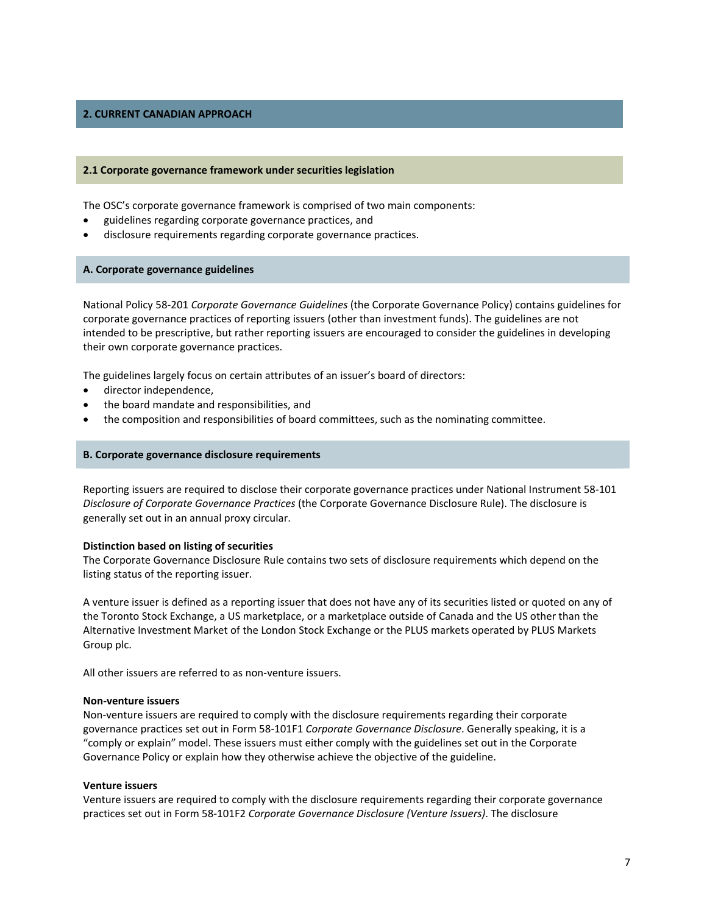## 2. CURRENT CANADIAN APPROACH

### 2.1 Corporate governance framework under securities legislation

The OSC's corporate governance framework is comprised of two main components:

- guidelines regarding corporate governance practices, and
- disclosure requirements regarding corporate governance practices.

#### A. Corporate governance guidelines

National Policy 58-201 *Corporate Governance Guidelines* (the Corporate Governance Policy) contains guidelines for corporate governance practices of reporting issuers (other than investment funds). The guidelines are not intended to be prescriptive, but rather reporting issuers are encouraged to consider the guidelines in developing their own corporate governance practices.

The guidelines largely focus on certain attributes of an issuer's board of directors:

- director independence,
- the board mandate and responsibilities, and
- the composition and responsibilities of board committees, such as the nominating committee.

#### B. Corporate governance disclosure requirements

Reporting issuers are required to disclose their corporate governance practices under National Instrument 58-101 *Disclosure of Corporate Governance Practices* (the Corporate Governance Disclosure Rule). The disclosure is generally set out in an annual proxy circular.

**Distinction based on listing of securities**
The Corporate Governance Disclosure Rule contains two sets of disclosure requirements which depend on the listing status of the reporting issuer.

A venture issuer is defined as a reporting issuer that does not have any of its securities listed or quoted on any of the Toronto Stock Exchange, a US marketplace, or a marketplace outside of Canada and the US other than the Alternative Investment Market of the London Stock Exchange or the PLUS markets operated by PLUS Markets Group plc.

All other issuers are referred to as non-venture issuers.

**Non-venture issuers**
Non-venture issuers are required to comply with the disclosure requirements regarding their corporate governance practices set out in Form 58-101F1 *Corporate Governance Disclosure*. Generally speaking, it is a "comply or explain" model. These issuers must either comply with the guidelines set out in the Corporate Governance Policy or explain how they otherwise achieve the objective of the guideline.

**Venture issuers**
Venture issuers are required to comply with the disclosure requirements regarding their corporate governance practices set out in Form 58-101F2 *Corporate Governance Disclosure (Venture Issuers)*. The disclosure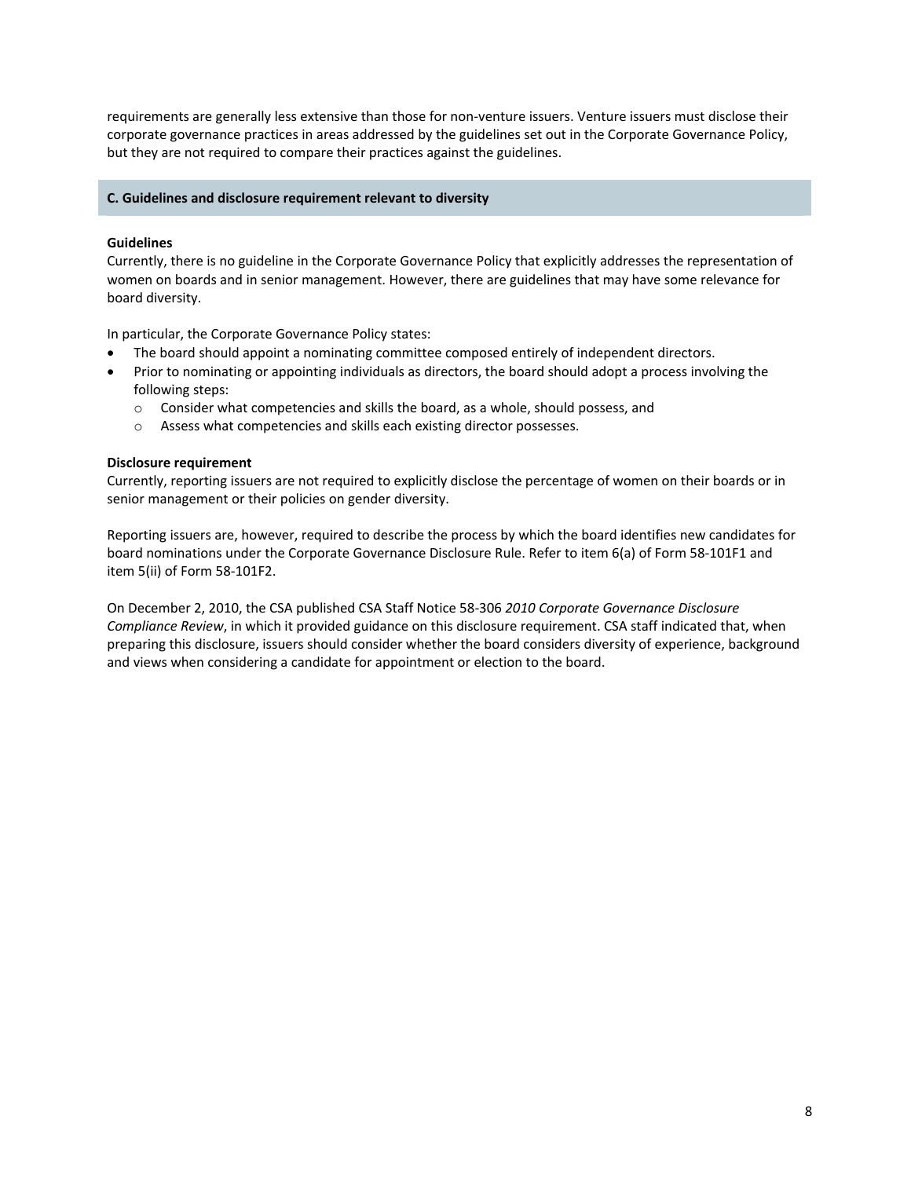requirements are generally less extensive than those for non-venture issuers. Venture issuers must disclose their corporate governance practices in areas addressed by the guidelines set out in the Corporate Governance Policy, but they are not required to compare their practices against the guidelines.

## C. Guidelines and disclosure requirement relevant to diversity

**Guidelines**

Currently, there is no guideline in the Corporate Governance Policy that explicitly addresses the representation of women on boards and in senior management. However, there are guidelines that may have some relevance for board diversity.

In particular, the Corporate Governance Policy states:

- The board should appoint a nominating committee composed entirely of independent directors.
- Prior to nominating or appointing individuals as directors, the board should adopt a process involving the following steps:
  - Consider what competencies and skills the board, as a whole, should possess, and
  - Assess what competencies and skills each existing director possesses.

**Disclosure requirement**

Currently, reporting issuers are not required to explicitly disclose the percentage of women on their boards or in senior management or their policies on gender diversity.

Reporting issuers are, however, required to describe the process by which the board identifies new candidates for board nominations under the Corporate Governance Disclosure Rule. Refer to item 6(a) of Form 58-101F1 and item 5(ii) of Form 58-101F2.

On December 2, 2010, the CSA published CSA Staff Notice 58-306 *2010 Corporate Governance Disclosure Compliance Review*, in which it provided guidance on this disclosure requirement. CSA staff indicated that, when preparing this disclosure, issuers should consider whether the board considers diversity of experience, background and views when considering a candidate for appointment or election to the board.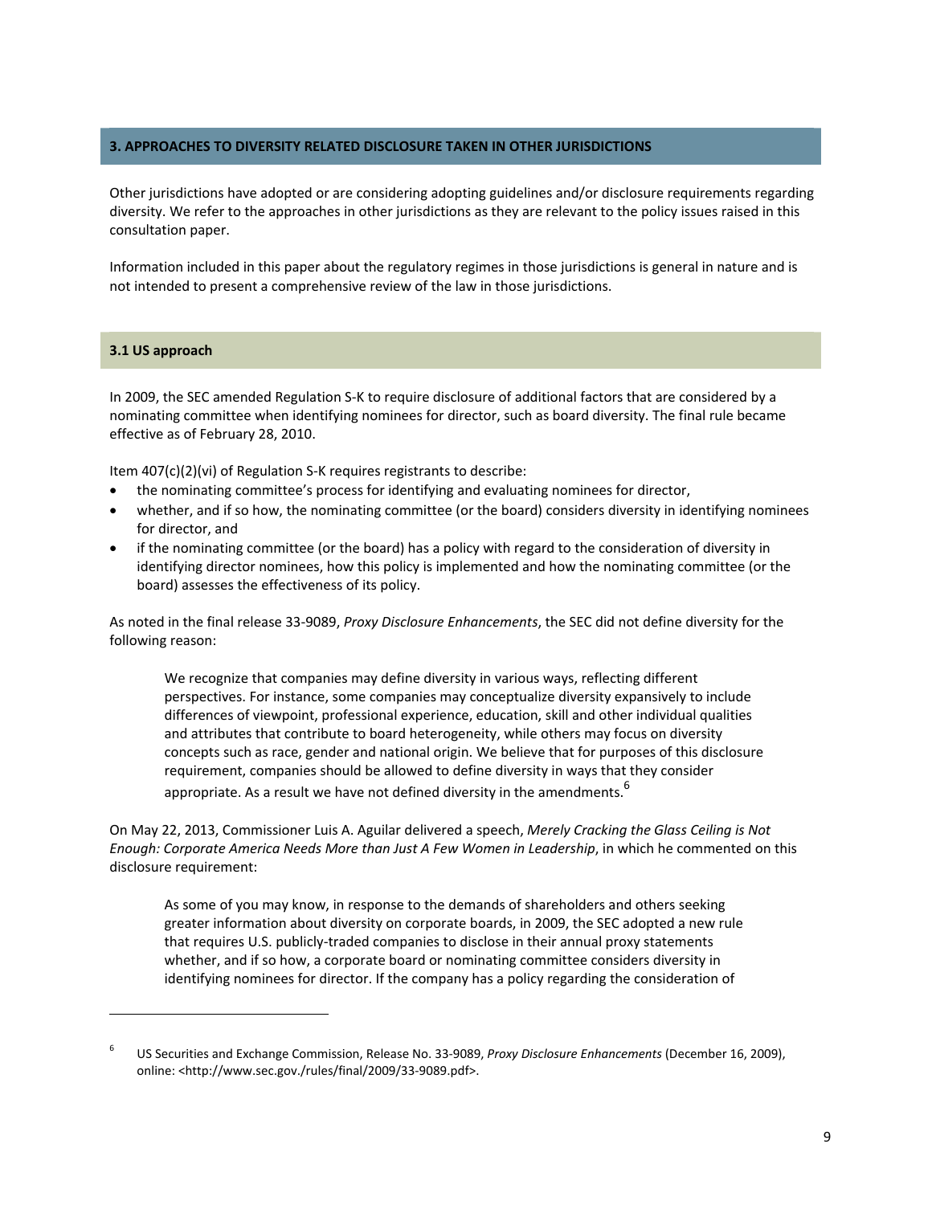## 3. APPROACHES TO DIVERSITY RELATED DISCLOSURE TAKEN IN OTHER JURISDICTIONS

Other jurisdictions have adopted or are considering adopting guidelines and/or disclosure requirements regarding diversity. We refer to the approaches in other jurisdictions as they are relevant to the policy issues raised in this consultation paper.

Information included in this paper about the regulatory regimes in those jurisdictions is general in nature and is not intended to present a comprehensive review of the law in those jurisdictions.

### 3.1 US approach

In 2009, the SEC amended Regulation S-K to require disclosure of additional factors that are considered by a nominating committee when identifying nominees for director, such as board diversity. The final rule became effective as of February 28, 2010.

Item 407(c)(2)(vi) of Regulation S-K requires registrants to describe:

- the nominating committee's process for identifying and evaluating nominees for director,
- whether, and if so how, the nominating committee (or the board) considers diversity in identifying nominees for director, and
- if the nominating committee (or the board) has a policy with regard to the consideration of diversity in identifying director nominees, how this policy is implemented and how the nominating committee (or the board) assesses the effectiveness of its policy.

As noted in the final release 33-9089, *Proxy Disclosure Enhancements*, the SEC did not define diversity for the following reason:

> We recognize that companies may define diversity in various ways, reflecting different perspectives. For instance, some companies may conceptualize diversity expansively to include differences of viewpoint, professional experience, education, skill and other individual qualities and attributes that contribute to board heterogeneity, while others may focus on diversity concepts such as race, gender and national origin. We believe that for purposes of this disclosure requirement, companies should be allowed to define diversity in ways that they consider appropriate. As a result we have not defined diversity in the amendments.[6]

On May 22, 2013, Commissioner Luis A. Aguilar delivered a speech, *Merely Cracking the Glass Ceiling is Not Enough: Corporate America Needs More than Just A Few Women in Leadership*, in which he commented on this disclosure requirement:

> As some of you may know, in response to the demands of shareholders and others seeking greater information about diversity on corporate boards, in 2009, the SEC adopted a new rule that requires U.S. publicly-traded companies to disclose in their annual proxy statements whether, and if so how, a corporate board or nominating committee considers diversity in identifying nominees for director. If the company has a policy regarding the consideration of

---

[6] US Securities and Exchange Commission, Release No. 33-9089, *Proxy Disclosure Enhancements* (December 16, 2009), online: <http://www.sec.gov./rules/final/2009/33-9089.pdf>.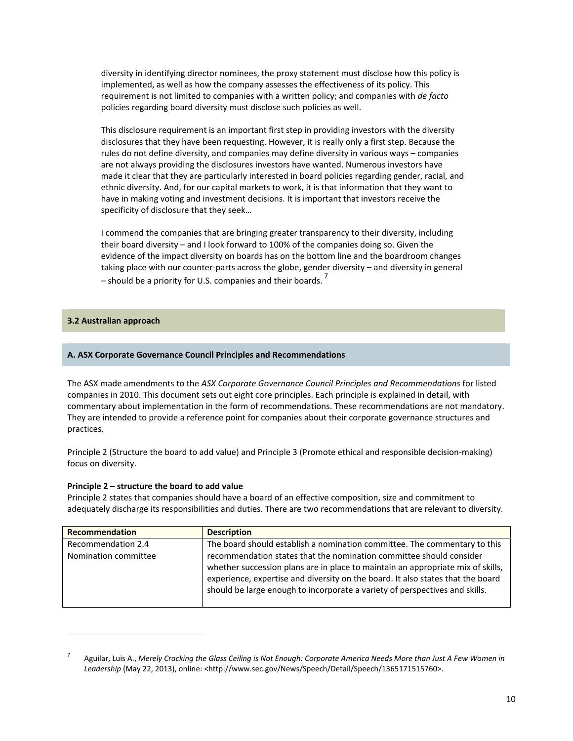diversity in identifying director nominees, the proxy statement must disclose how this policy is implemented, as well as how the company assesses the effectiveness of its policy. This requirement is not limited to companies with a written policy; and companies with *de facto* policies regarding board diversity must disclose such policies as well.

This disclosure requirement is an important first step in providing investors with the diversity disclosures that they have been requesting. However, it is really only a first step. Because the rules do not define diversity, and companies may define diversity in various ways – companies are not always providing the disclosures investors have wanted. Numerous investors have made it clear that they are particularly interested in board policies regarding gender, racial, and ethnic diversity. And, for our capital markets to work, it is that information that they want to have in making voting and investment decisions. It is important that investors receive the specificity of disclosure that they seek…

I commend the companies that are bringing greater transparency to their diversity, including their board diversity – and I look forward to 100% of the companies doing so. Given the evidence of the impact diversity on boards has on the bottom line and the boardroom changes taking place with our counter-parts across the globe, gender diversity – and diversity in general – should be a priority for U.S. companies and their boards.[7]

## 3.2 Australian approach

### A. ASX Corporate Governance Council Principles and Recommendations

The ASX made amendments to the *ASX Corporate Governance Council Principles and Recommendations* for listed companies in 2010. This document sets out eight core principles. Each principle is explained in detail, with commentary about implementation in the form of recommendations. These recommendations are not mandatory. They are intended to provide a reference point for companies about their corporate governance structures and practices.

Principle 2 (Structure the board to add value) and Principle 3 (Promote ethical and responsible decision-making) focus on diversity.

**Principle 2 – structure the board to add value**
Principle 2 states that companies should have a board of an effective composition, size and commitment to adequately discharge its responsibilities and duties. There are two recommendations that are relevant to diversity.

| Recommendation | Description |
|---|---|
| Recommendation 2.4 Nomination committee | The board should establish a nomination committee. The commentary to this recommendation states that the nomination committee should consider whether succession plans are in place to maintain an appropriate mix of skills, experience, expertise and diversity on the board. It also states that the board should be large enough to incorporate a variety of perspectives and skills. |

[7] Aguilar, Luis A., *Merely Cracking the Glass Ceiling is Not Enough: Corporate America Needs More than Just A Few Women in Leadership* (May 22, 2013), online: <http://www.sec.gov/News/Speech/Detail/Speech/1365171515760>.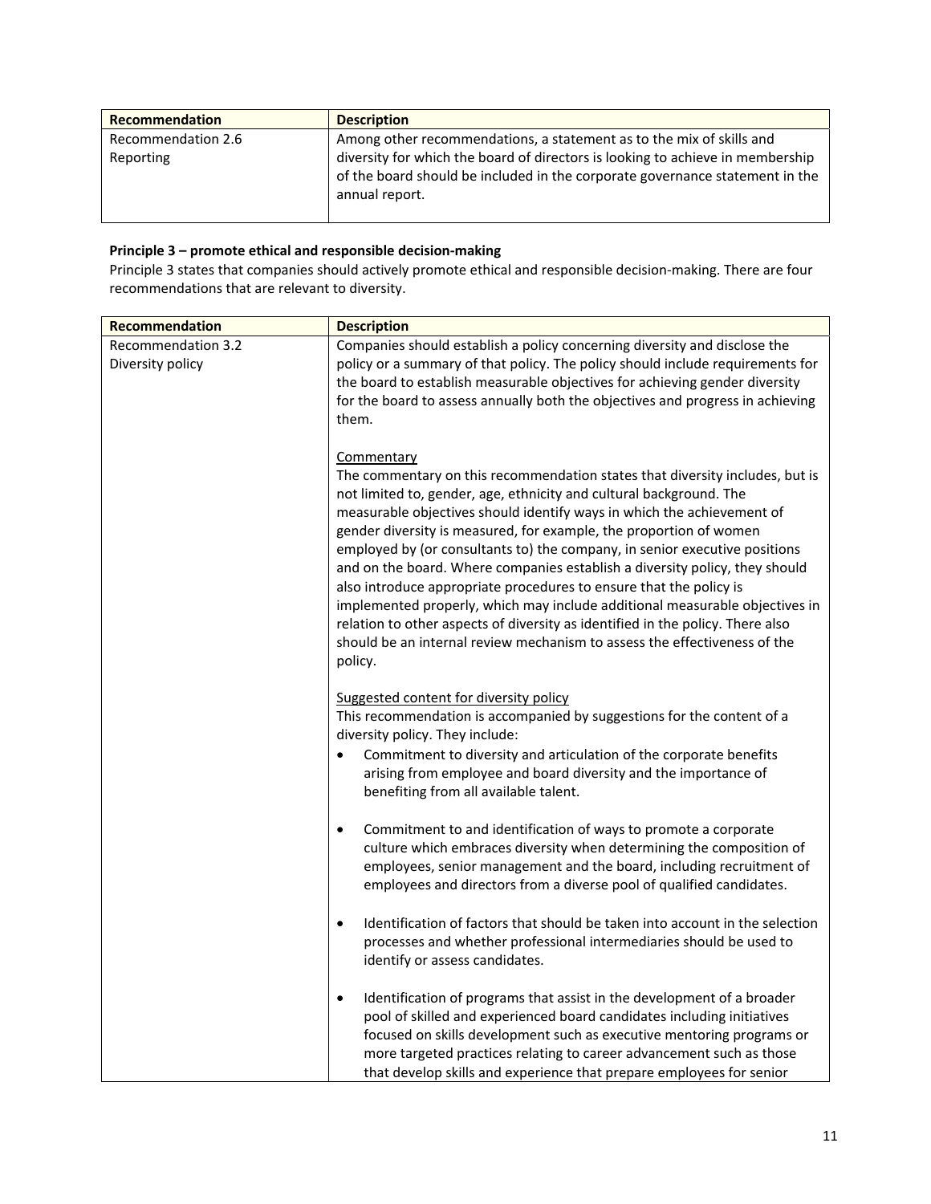| Recommendation | Description |
| --- | --- |
| Recommendation 2.6<br>Reporting | Among other recommendations, a statement as to the mix of skills and diversity for which the board of directors is looking to achieve in membership of the board should be included in the corporate governance statement in the annual report. |

**Principle 3 – promote ethical and responsible decision-making**

Principle 3 states that companies should actively promote ethical and responsible decision-making. There are four recommendations that are relevant to diversity.

| Recommendation | Description |
| --- | --- |
| Recommendation 3.2<br>Diversity policy | Companies should establish a policy concerning diversity and disclose the policy or a summary of that policy. The policy should include requirements for the board to establish measurable objectives for achieving gender diversity for the board to assess annually both the objectives and progress in achieving them.<br><br>Commentary<br>The commentary on this recommendation states that diversity includes, but is not limited to, gender, age, ethnicity and cultural background. The measurable objectives should identify ways in which the achievement of gender diversity is measured, for example, the proportion of women employed by (or consultants to) the company, in senior executive positions and on the board. Where companies establish a diversity policy, they should also introduce appropriate procedures to ensure that the policy is implemented properly, which may include additional measurable objectives in relation to other aspects of diversity as identified in the policy. There also should be an internal review mechanism to assess the effectiveness of the policy.<br><br>Suggested content for diversity policy<br>This recommendation is accompanied by suggestions for the content of a diversity policy. They include:<br>• Commitment to diversity and articulation of the corporate benefits arising from employee and board diversity and the importance of benefiting from all available talent.<br><br>• Commitment to and identification of ways to promote a corporate culture which embraces diversity when determining the composition of employees, senior management and the board, including recruitment of employees and directors from a diverse pool of qualified candidates.<br><br>• Identification of factors that should be taken into account in the selection processes and whether professional intermediaries should be used to identify or assess candidates.<br><br>• Identification of programs that assist in the development of a broader pool of skilled and experienced board candidates including initiatives focused on skills development such as executive mentoring programs or more targeted practices relating to career advancement such as those that develop skills and experience that prepare employees for senior |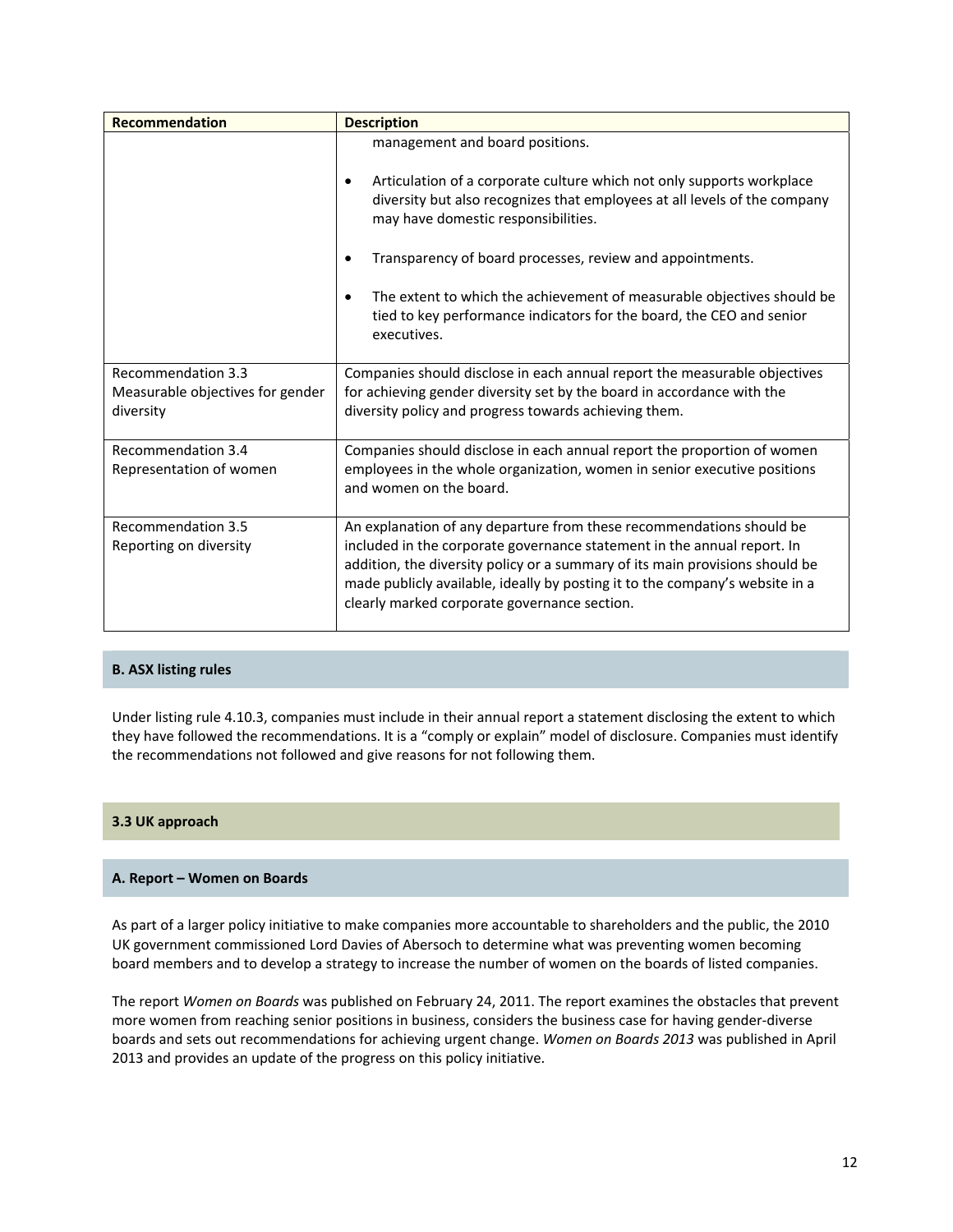| Recommendation | Description |
| --- | --- |
| | management and board positions.<br><br>• Articulation of a corporate culture which not only supports workplace diversity but also recognizes that employees at all levels of the company may have domestic responsibilities.<br><br>• Transparency of board processes, review and appointments.<br><br>• The extent to which the achievement of measurable objectives should be tied to key performance indicators for the board, the CEO and senior executives. |
| Recommendation 3.3<br>Measurable objectives for gender diversity | Companies should disclose in each annual report the measurable objectives for achieving gender diversity set by the board in accordance with the diversity policy and progress towards achieving them. |
| Recommendation 3.4<br>Representation of women | Companies should disclose in each annual report the proportion of women employees in the whole organization, women in senior executive positions and women on the board. |
| Recommendation 3.5<br>Reporting on diversity | An explanation of any departure from these recommendations should be included in the corporate governance statement in the annual report. In addition, the diversity policy or a summary of its main provisions should be made publicly available, ideally by posting it to the company's website in a clearly marked corporate governance section. |

#### B. ASX listing rules

Under listing rule 4.10.3, companies must include in their annual report a statement disclosing the extent to which they have followed the recommendations. It is a "comply or explain" model of disclosure. Companies must identify the recommendations not followed and give reasons for not following them.

### 3.3 UK approach

#### A. Report – Women on Boards

As part of a larger policy initiative to make companies more accountable to shareholders and the public, the 2010 UK government commissioned Lord Davies of Abersoch to determine what was preventing women becoming board members and to develop a strategy to increase the number of women on the boards of listed companies.

The report *Women on Boards* was published on February 24, 2011. The report examines the obstacles that prevent more women from reaching senior positions in business, considers the business case for having gender-diverse boards and sets out recommendations for achieving urgent change. *Women on Boards 2013* was published in April 2013 and provides an update of the progress on this policy initiative.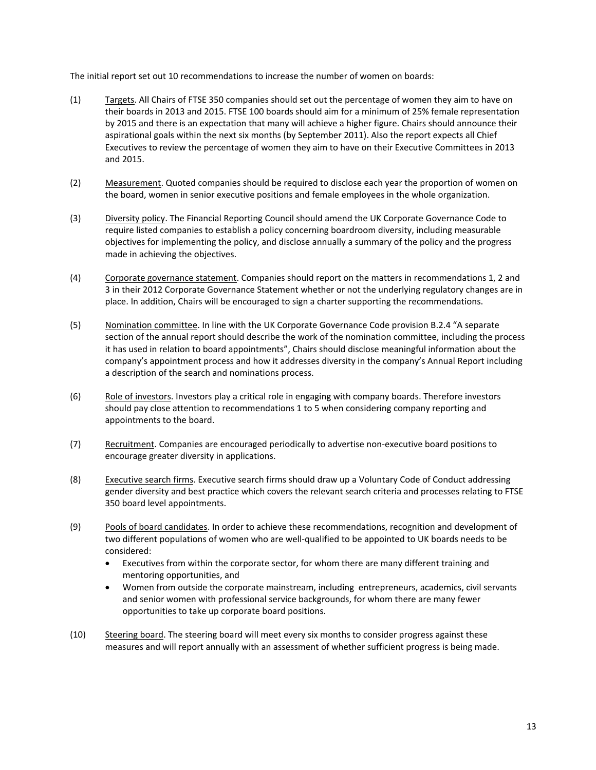The initial report set out 10 recommendations to increase the number of women on boards:

(1) Targets. All Chairs of FTSE 350 companies should set out the percentage of women they aim to have on their boards in 2013 and 2015. FTSE 100 boards should aim for a minimum of 25% female representation by 2015 and there is an expectation that many will achieve a higher figure. Chairs should announce their aspirational goals within the next six months (by September 2011). Also the report expects all Chief Executives to review the percentage of women they aim to have on their Executive Committees in 2013 and 2015.

(2) Measurement. Quoted companies should be required to disclose each year the proportion of women on the board, women in senior executive positions and female employees in the whole organization.

(3) Diversity policy. The Financial Reporting Council should amend the UK Corporate Governance Code to require listed companies to establish a policy concerning boardroom diversity, including measurable objectives for implementing the policy, and disclose annually a summary of the policy and the progress made in achieving the objectives.

(4) Corporate governance statement. Companies should report on the matters in recommendations 1, 2 and 3 in their 2012 Corporate Governance Statement whether or not the underlying regulatory changes are in place. In addition, Chairs will be encouraged to sign a charter supporting the recommendations.

(5) Nomination committee. In line with the UK Corporate Governance Code provision B.2.4 "A separate section of the annual report should describe the work of the nomination committee, including the process it has used in relation to board appointments", Chairs should disclose meaningful information about the company's appointment process and how it addresses diversity in the company's Annual Report including a description of the search and nominations process.

(6) Role of investors. Investors play a critical role in engaging with company boards. Therefore investors should pay close attention to recommendations 1 to 5 when considering company reporting and appointments to the board.

(7) Recruitment. Companies are encouraged periodically to advertise non-executive board positions to encourage greater diversity in applications.

(8) Executive search firms. Executive search firms should draw up a Voluntary Code of Conduct addressing gender diversity and best practice which covers the relevant search criteria and processes relating to FTSE 350 board level appointments.

(9) Pools of board candidates. In order to achieve these recommendations, recognition and development of two different populations of women who are well-qualified to be appointed to UK boards needs to be considered:

- Executives from within the corporate sector, for whom there are many different training and mentoring opportunities, and
- Women from outside the corporate mainstream, including entrepreneurs, academics, civil servants and senior women with professional service backgrounds, for whom there are many fewer opportunities to take up corporate board positions.

(10) Steering board. The steering board will meet every six months to consider progress against these measures and will report annually with an assessment of whether sufficient progress is being made.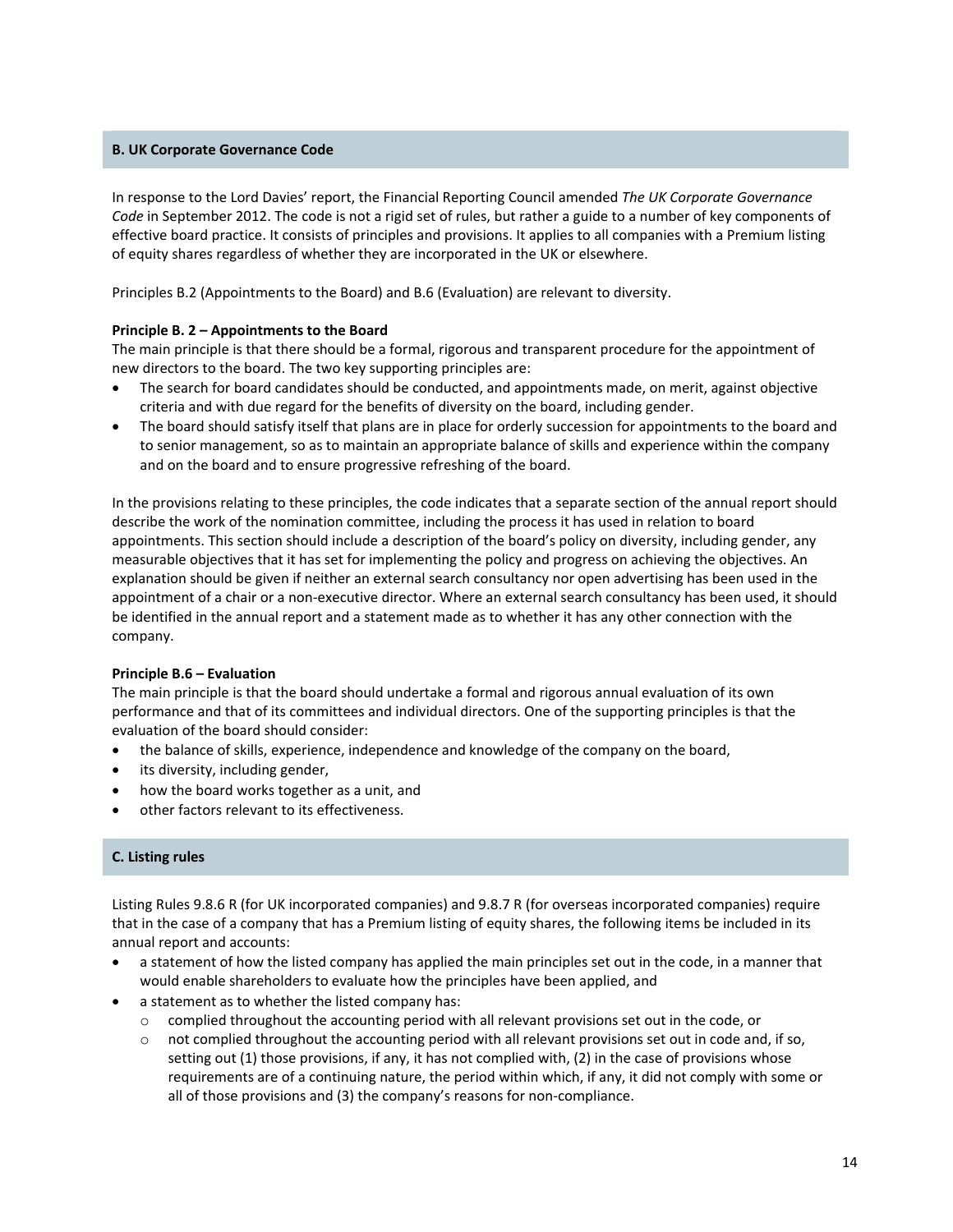## B. UK Corporate Governance Code

In response to the Lord Davies' report, the Financial Reporting Council amended *The UK Corporate Governance Code* in September 2012. The code is not a rigid set of rules, but rather a guide to a number of key components of effective board practice. It consists of principles and provisions. It applies to all companies with a Premium listing of equity shares regardless of whether they are incorporated in the UK or elsewhere.

Principles B.2 (Appointments to the Board) and B.6 (Evaluation) are relevant to diversity.

**Principle B. 2 – Appointments to the Board**

The main principle is that there should be a formal, rigorous and transparent procedure for the appointment of new directors to the board. The two key supporting principles are:

- The search for board candidates should be conducted, and appointments made, on merit, against objective criteria and with due regard for the benefits of diversity on the board, including gender.
- The board should satisfy itself that plans are in place for orderly succession for appointments to the board and to senior management, so as to maintain an appropriate balance of skills and experience within the company and on the board and to ensure progressive refreshing of the board.

In the provisions relating to these principles, the code indicates that a separate section of the annual report should describe the work of the nomination committee, including the process it has used in relation to board appointments. This section should include a description of the board's policy on diversity, including gender, any measurable objectives that it has set for implementing the policy and progress on achieving the objectives. An explanation should be given if neither an external search consultancy nor open advertising has been used in the appointment of a chair or a non-executive director. Where an external search consultancy has been used, it should be identified in the annual report and a statement made as to whether it has any other connection with the company.

**Principle B.6 – Evaluation**

The main principle is that the board should undertake a formal and rigorous annual evaluation of its own performance and that of its committees and individual directors. One of the supporting principles is that the evaluation of the board should consider:

- the balance of skills, experience, independence and knowledge of the company on the board,
- its diversity, including gender,
- how the board works together as a unit, and
- other factors relevant to its effectiveness.

## C. Listing rules

Listing Rules 9.8.6 R (for UK incorporated companies) and 9.8.7 R (for overseas incorporated companies) require that in the case of a company that has a Premium listing of equity shares, the following items be included in its annual report and accounts:

- a statement of how the listed company has applied the main principles set out in the code, in a manner that would enable shareholders to evaluate how the principles have been applied, and
- a statement as to whether the listed company has:
  - complied throughout the accounting period with all relevant provisions set out in the code, or
  - not complied throughout the accounting period with all relevant provisions set out in code and, if so, setting out (1) those provisions, if any, it has not complied with, (2) in the case of provisions whose requirements are of a continuing nature, the period within which, if any, it did not comply with some or all of those provisions and (3) the company's reasons for non-compliance.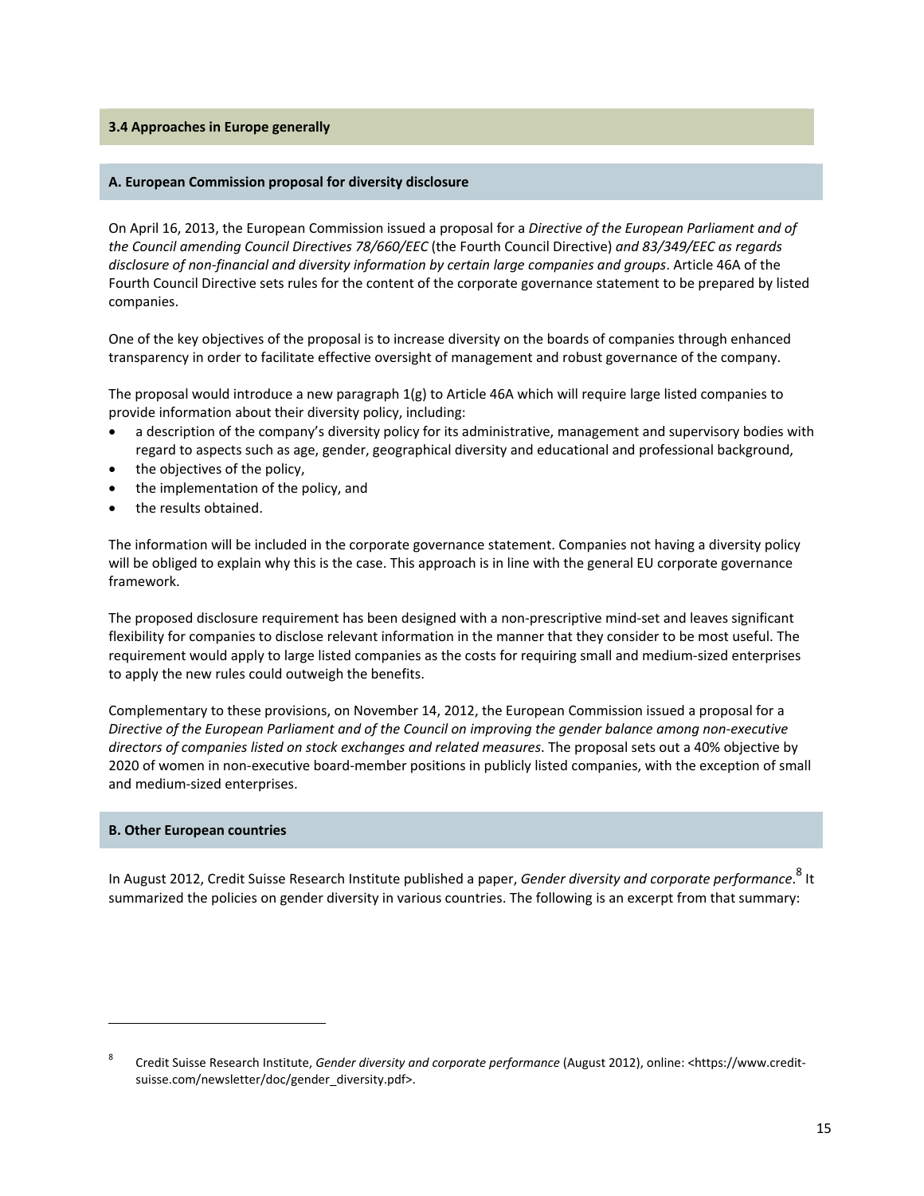### 3.4 Approaches in Europe generally

#### A. European Commission proposal for diversity disclosure

On April 16, 2013, the European Commission issued a proposal for a *Directive of the European Parliament and of the Council amending Council Directives 78/660/EEC* (the Fourth Council Directive) *and 83/349/EEC as regards disclosure of non-financial and diversity information by certain large companies and groups*. Article 46A of the Fourth Council Directive sets rules for the content of the corporate governance statement to be prepared by listed companies.

One of the key objectives of the proposal is to increase diversity on the boards of companies through enhanced transparency in order to facilitate effective oversight of management and robust governance of the company.

The proposal would introduce a new paragraph 1(g) to Article 46A which will require large listed companies to provide information about their diversity policy, including:

- a description of the company's diversity policy for its administrative, management and supervisory bodies with regard to aspects such as age, gender, geographical diversity and educational and professional background,
- the objectives of the policy,
- the implementation of the policy, and
- the results obtained.

The information will be included in the corporate governance statement. Companies not having a diversity policy will be obliged to explain why this is the case. This approach is in line with the general EU corporate governance framework.

The proposed disclosure requirement has been designed with a non-prescriptive mind-set and leaves significant flexibility for companies to disclose relevant information in the manner that they consider to be most useful. The requirement would apply to large listed companies as the costs for requiring small and medium-sized enterprises to apply the new rules could outweigh the benefits.

Complementary to these provisions, on November 14, 2012, the European Commission issued a proposal for a *Directive of the European Parliament and of the Council on improving the gender balance among non-executive directors of companies listed on stock exchanges and related measures*. The proposal sets out a 40% objective by 2020 of women in non-executive board-member positions in publicly listed companies, with the exception of small and medium-sized enterprises.

#### B. Other European countries

In August 2012, Credit Suisse Research Institute published a paper, *Gender diversity and corporate performance*.[8] It summarized the policies on gender diversity in various countries. The following is an excerpt from that summary:

---

[8] Credit Suisse Research Institute, *Gender diversity and corporate performance* (August 2012), online: <https://www.credit-suisse.com/newsletter/doc/gender_diversity.pdf>.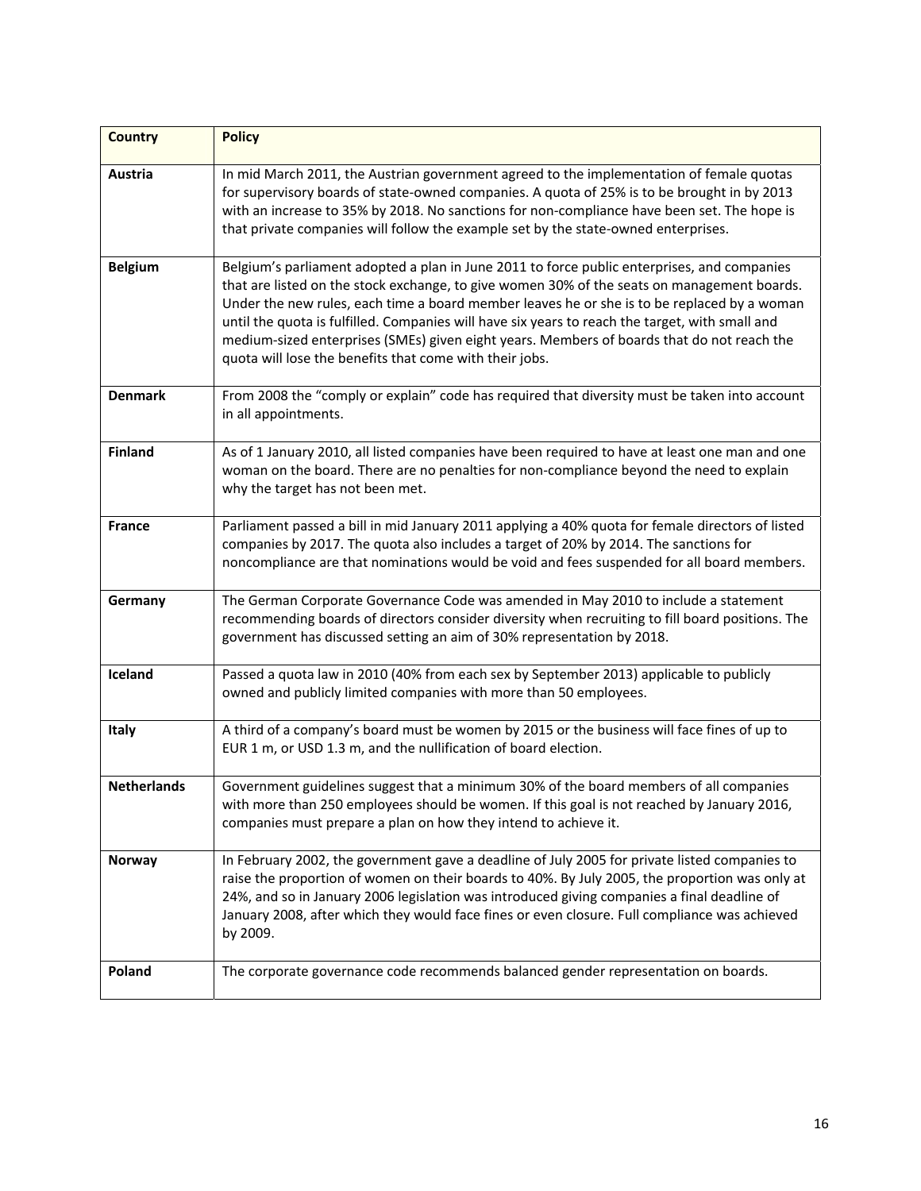| Country | Policy |
|---|---|
| **Austria** | In mid March 2011, the Austrian government agreed to the implementation of female quotas for supervisory boards of state-owned companies. A quota of 25% is to be brought in by 2013 with an increase to 35% by 2018. No sanctions for non-compliance have been set. The hope is that private companies will follow the example set by the state-owned enterprises. |
| **Belgium** | Belgium's parliament adopted a plan in June 2011 to force public enterprises, and companies that are listed on the stock exchange, to give women 30% of the seats on management boards. Under the new rules, each time a board member leaves he or she is to be replaced by a woman until the quota is fulfilled. Companies will have six years to reach the target, with small and medium-sized enterprises (SMEs) given eight years. Members of boards that do not reach the quota will lose the benefits that come with their jobs. |
| **Denmark** | From 2008 the "comply or explain" code has required that diversity must be taken into account in all appointments. |
| **Finland** | As of 1 January 2010, all listed companies have been required to have at least one man and one woman on the board. There are no penalties for non-compliance beyond the need to explain why the target has not been met. |
| **France** | Parliament passed a bill in mid January 2011 applying a 40% quota for female directors of listed companies by 2017. The quota also includes a target of 20% by 2014. The sanctions for noncompliance are that nominations would be void and fees suspended for all board members. |
| **Germany** | The German Corporate Governance Code was amended in May 2010 to include a statement recommending boards of directors consider diversity when recruiting to fill board positions. The government has discussed setting an aim of 30% representation by 2018. |
| **Iceland** | Passed a quota law in 2010 (40% from each sex by September 2013) applicable to publicly owned and publicly limited companies with more than 50 employees. |
| **Italy** | A third of a company's board must be women by 2015 or the business will face fines of up to EUR 1 m, or USD 1.3 m, and the nullification of board election. |
| **Netherlands** | Government guidelines suggest that a minimum 30% of the board members of all companies with more than 250 employees should be women. If this goal is not reached by January 2016, companies must prepare a plan on how they intend to achieve it. |
| **Norway** | In February 2002, the government gave a deadline of July 2005 for private listed companies to raise the proportion of women on their boards to 40%. By July 2005, the proportion was only at 24%, and so in January 2006 legislation was introduced giving companies a final deadline of January 2008, after which they would face fines or even closure. Full compliance was achieved by 2009. |
| **Poland** | The corporate governance code recommends balanced gender representation on boards. |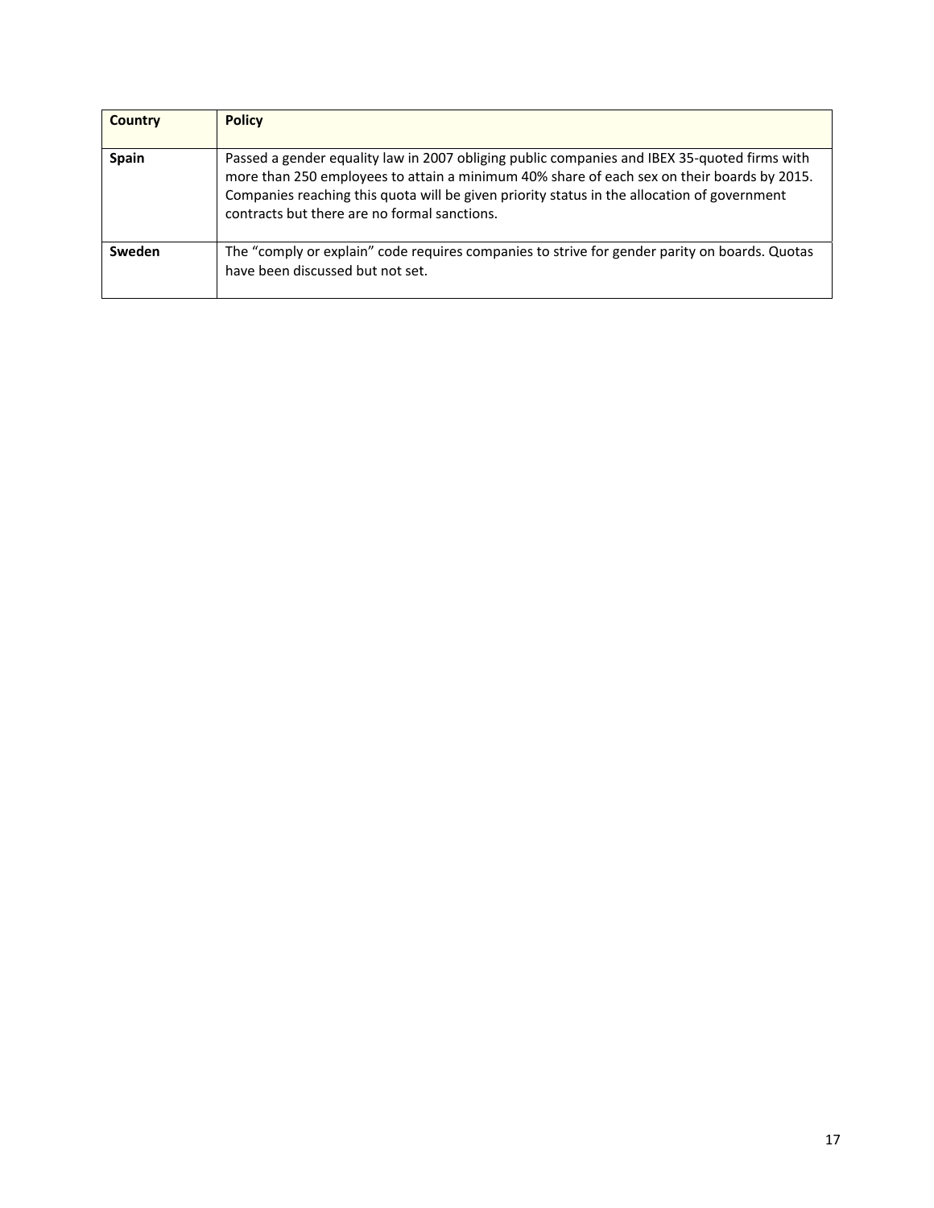| Country | Policy |
|---|---|
| **Spain** | Passed a gender equality law in 2007 obliging public companies and IBEX 35-quoted firms with more than 250 employees to attain a minimum 40% share of each sex on their boards by 2015. Companies reaching this quota will be given priority status in the allocation of government contracts but there are no formal sanctions. |
| **Sweden** | The "comply or explain" code requires companies to strive for gender parity on boards. Quotas have been discussed but not set. |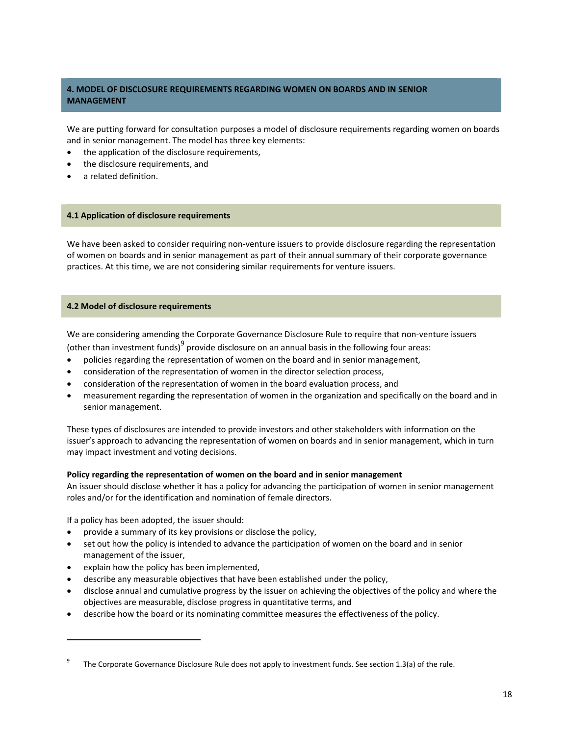## 4. MODEL OF DISCLOSURE REQUIREMENTS REGARDING WOMEN ON BOARDS AND IN SENIOR MANAGEMENT

We are putting forward for consultation purposes a model of disclosure requirements regarding women on boards and in senior management. The model has three key elements:

- the application of the disclosure requirements,
- the disclosure requirements, and
- a related definition.

### 4.1 Application of disclosure requirements

We have been asked to consider requiring non-venture issuers to provide disclosure regarding the representation of women on boards and in senior management as part of their annual summary of their corporate governance practices. At this time, we are not considering similar requirements for venture issuers.

### 4.2 Model of disclosure requirements

We are considering amending the Corporate Governance Disclosure Rule to require that non-venture issuers (other than investment funds)[9] provide disclosure on an annual basis in the following four areas:

- policies regarding the representation of women on the board and in senior management,
- consideration of the representation of women in the director selection process,
- consideration of the representation of women in the board evaluation process, and
- measurement regarding the representation of women in the organization and specifically on the board and in senior management.

These types of disclosures are intended to provide investors and other stakeholders with information on the issuer's approach to advancing the representation of women on boards and in senior management, which in turn may impact investment and voting decisions.

**Policy regarding the representation of women on the board and in senior management**

An issuer should disclose whether it has a policy for advancing the participation of women in senior management roles and/or for the identification and nomination of female directors.

If a policy has been adopted, the issuer should:

- provide a summary of its key provisions or disclose the policy,
- set out how the policy is intended to advance the participation of women on the board and in senior management of the issuer,
- explain how the policy has been implemented,
- describe any measurable objectives that have been established under the policy,
- disclose annual and cumulative progress by the issuer on achieving the objectives of the policy and where the objectives are measurable, disclose progress in quantitative terms, and
- describe how the board or its nominating committee measures the effectiveness of the policy.

---

[9] The Corporate Governance Disclosure Rule does not apply to investment funds. See section 1.3(a) of the rule.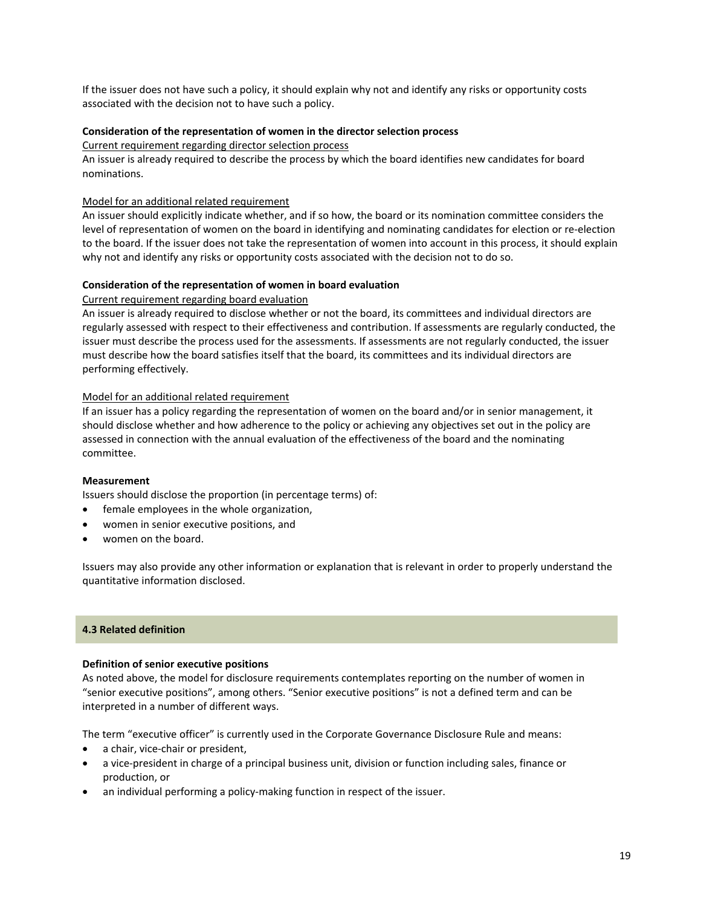If the issuer does not have such a policy, it should explain why not and identify any risks or opportunity costs associated with the decision not to have such a policy.

**Consideration of the representation of women in the director selection process**

<u>Current requirement regarding director selection process</u>

An issuer is already required to describe the process by which the board identifies new candidates for board nominations.

<u>Model for an additional related requirement</u>

An issuer should explicitly indicate whether, and if so how, the board or its nomination committee considers the level of representation of women on the board in identifying and nominating candidates for election or re-election to the board. If the issuer does not take the representation of women into account in this process, it should explain why not and identify any risks or opportunity costs associated with the decision not to do so.

**Consideration of the representation of women in board evaluation**

<u>Current requirement regarding board evaluation</u>

An issuer is already required to disclose whether or not the board, its committees and individual directors are regularly assessed with respect to their effectiveness and contribution. If assessments are regularly conducted, the issuer must describe the process used for the assessments. If assessments are not regularly conducted, the issuer must describe how the board satisfies itself that the board, its committees and its individual directors are performing effectively.

<u>Model for an additional related requirement</u>

If an issuer has a policy regarding the representation of women on the board and/or in senior management, it should disclose whether and how adherence to the policy or achieving any objectives set out in the policy are assessed in connection with the annual evaluation of the effectiveness of the board and the nominating committee.

**Measurement**

Issuers should disclose the proportion (in percentage terms) of:

- female employees in the whole organization,
- women in senior executive positions, and
- women on the board.

Issuers may also provide any other information or explanation that is relevant in order to properly understand the quantitative information disclosed.

## 4.3 Related definition

**Definition of senior executive positions**

As noted above, the model for disclosure requirements contemplates reporting on the number of women in "senior executive positions", among others. "Senior executive positions" is not a defined term and can be interpreted in a number of different ways.

The term "executive officer" is currently used in the Corporate Governance Disclosure Rule and means:

- a chair, vice-chair or president,
- a vice-president in charge of a principal business unit, division or function including sales, finance or production, or
- an individual performing a policy-making function in respect of the issuer.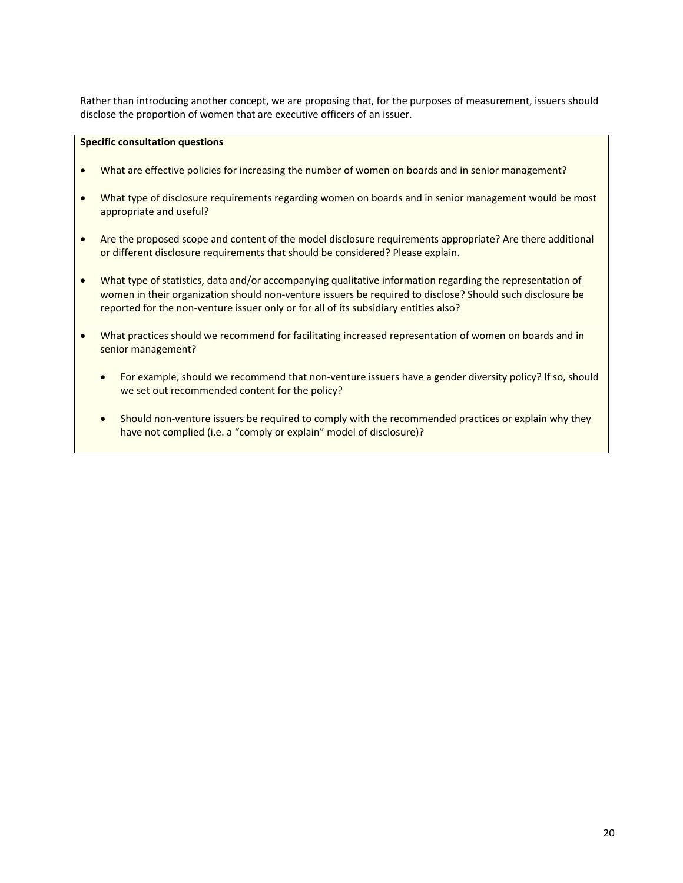Rather than introducing another concept, we are proposing that, for the purposes of measurement, issuers should disclose the proportion of women that are executive officers of an issuer.

**Specific consultation questions**

- What are effective policies for increasing the number of women on boards and in senior management?
- What type of disclosure requirements regarding women on boards and in senior management would be most appropriate and useful?
- Are the proposed scope and content of the model disclosure requirements appropriate? Are there additional or different disclosure requirements that should be considered? Please explain.
- What type of statistics, data and/or accompanying qualitative information regarding the representation of women in their organization should non-venture issuers be required to disclose? Should such disclosure be reported for the non-venture issuer only or for all of its subsidiary entities also?
- What practices should we recommend for facilitating increased representation of women on boards and in senior management?
  - For example, should we recommend that non-venture issuers have a gender diversity policy? If so, should we set out recommended content for the policy?
  - Should non-venture issuers be required to comply with the recommended practices or explain why they have not complied (i.e. a "comply or explain" model of disclosure)?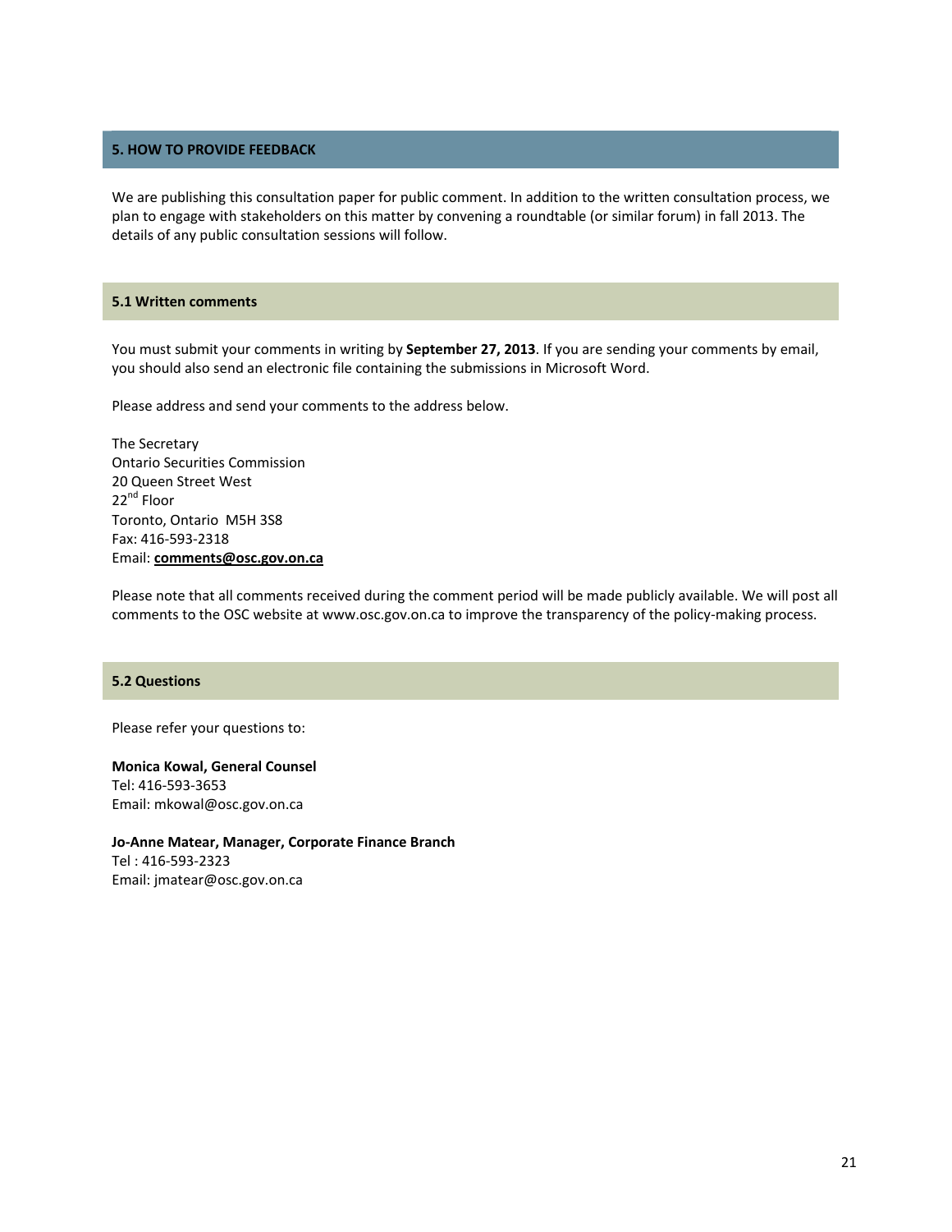## 5. HOW TO PROVIDE FEEDBACK

We are publishing this consultation paper for public comment. In addition to the written consultation process, we plan to engage with stakeholders on this matter by convening a roundtable (or similar forum) in fall 2013. The details of any public consultation sessions will follow.

### 5.1 Written comments

You must submit your comments in writing by **September 27, 2013**. If you are sending your comments by email, you should also send an electronic file containing the submissions in Microsoft Word.

Please address and send your comments to the address below.

The Secretary
Ontario Securities Commission
20 Queen Street West
22nd Floor
Toronto, Ontario M5H 3S8
Fax: 416-593-2318
Email: **comments@osc.gov.on.ca**

Please note that all comments received during the comment period will be made publicly available. We will post all comments to the OSC website at www.osc.gov.on.ca to improve the transparency of the policy-making process.

### 5.2 Questions

Please refer your questions to:

**Monica Kowal, General Counsel**
Tel: 416-593-3653
Email: mkowal@osc.gov.on.ca

**Jo-Anne Matear, Manager, Corporate Finance Branch**
Tel : 416-593-2323
Email: jmatear@osc.gov.on.ca